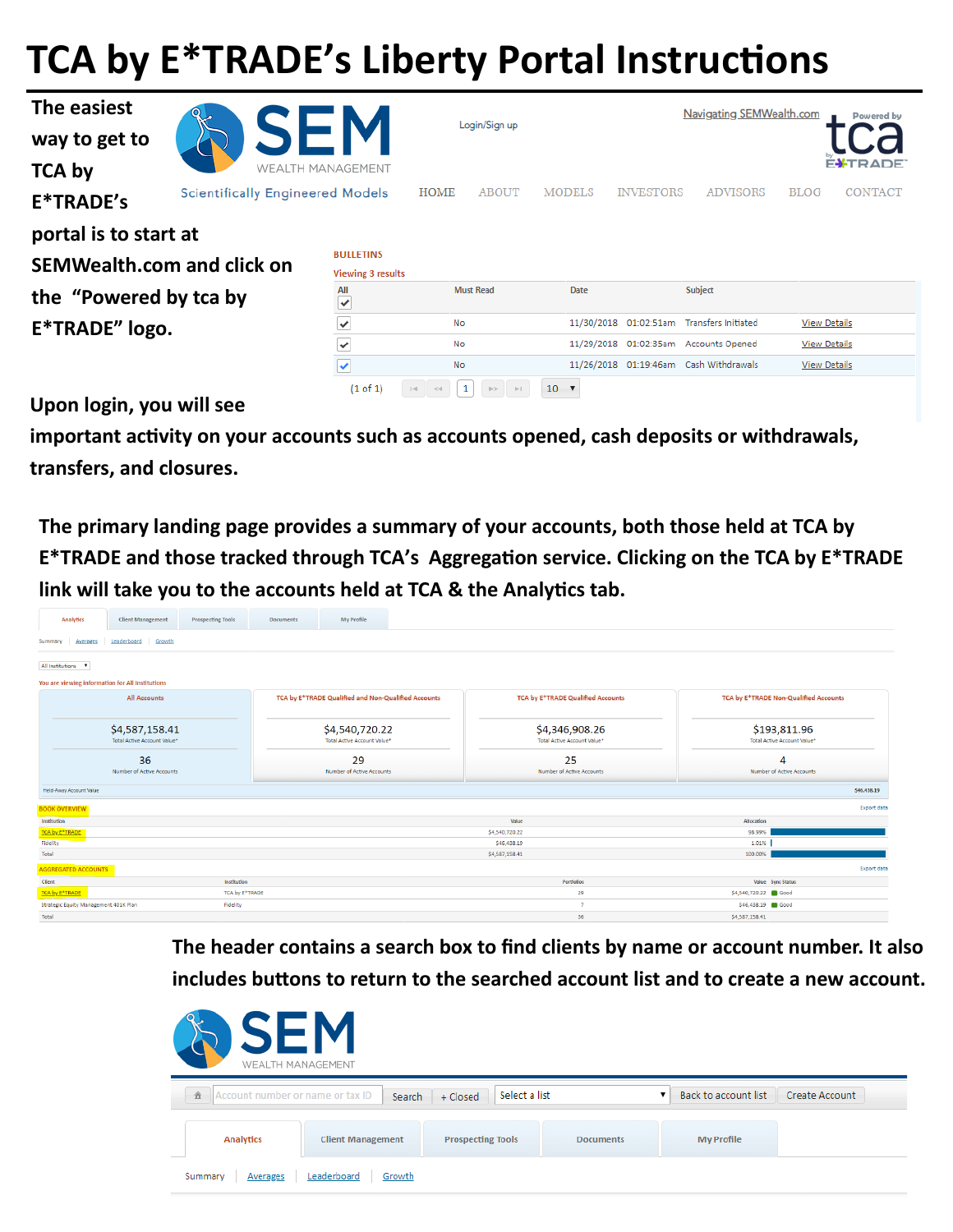# TCA by E*TRADE's Liberty Portal Instructions

**The easiest way to get to TCA by E*TRADE's portal is to start at SEMWealth.com and click on the "Powered by tca by E*TRADE" logo.**

**Upon login, you will see important activity on your accounts such as accounts opened, cash deposits or withdrawals, transfers, and closures.**

BULLETINS

Viewing 3 results

| All | Must Read | Date | Subject | |
|---|---|---|---|---|
| ✓ | No | 11/30/2018 01:02:51am | Transfers Initiated | View Details |
| ✓ | No | 11/29/2018 01:02:35am | Accounts Opened | View Details |
| ✓ | No | 11/26/2018 01:19:46am | Cash Withdrawals | View Details |

(1 of 1)

**The primary landing page provides a summary of your accounts, both those held at TCA by E*TRADE and those tracked through TCA's Aggregation service. Clicking on the TCA by E*TRADE link will take you to the accounts held at TCA & the Analytics tab.**

You are viewing information for All Institutions

| All Accounts | TCA by E*TRADE Qualified and Non-Qualified Accounts | TCA by E*TRADE Qualified Accounts | TCA by E*TRADE Non-Qualified Accounts |
|---|---|---|---|
| $4,587,158.41 Total Active Account Value* | $4,540,720.22 Total Active Account Value* | $4,346,908.26 Total Active Account Value* | $193,811.96 Total Active Account Value* |
| 36 Number of Active Accounts | 29 Number of Active Accounts | 25 Number of Active Accounts | 4 Number of Active Accounts |

Held-Away Account Value $46,438.19

BOOK OVERVIEW

| Institution | Value | Allocation |
|---|---|---|
| TCA by E*TRADE | $4,540,720.22 | 98.99% |
| Fidelity | $46,438.19 | 1.01% |
| Total | $4,587,158.41 | 100.00% |

AGGREGATED ACCOUNTS

| Client | Institution | Portfolios | Value | Sync Status |
|---|---|---|---|---|
| TCA by E*TRADE | TCA by E*TRADE | 29 | $4,540,720.22 | Good |
| Strategic Equity Management 401K Plan | Fidelity | 7 | $46,438.19 | Good |
| Total | | 36 | $4,587,158.41 | |

**The header contains a search box to find clients by name or account number. It also includes buttons to return to the searched account list and to create a new account.**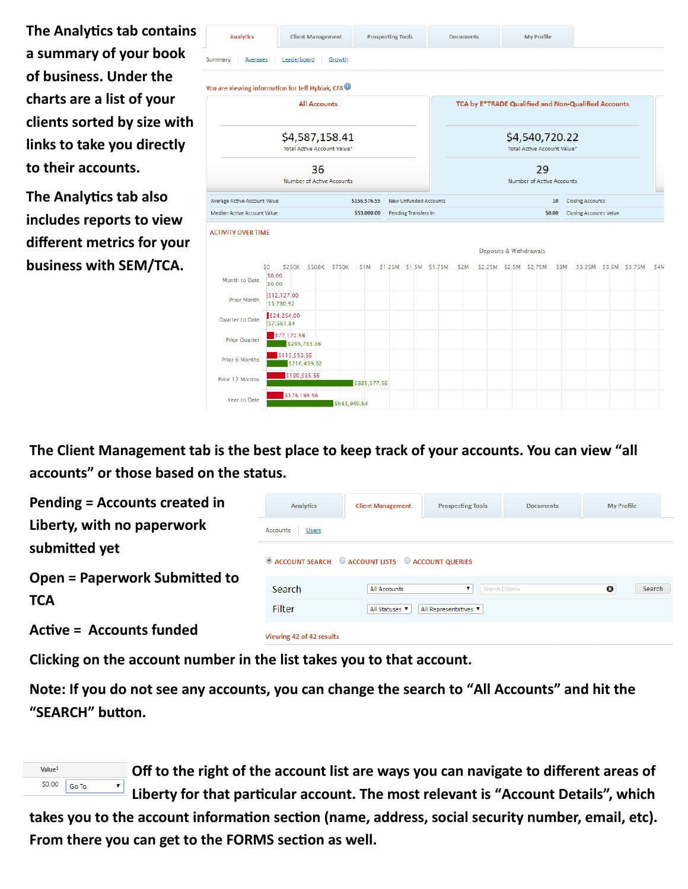The Analytics tab contains a summary of your book of business. Under the charts are a list of your clients sorted by size with links to take you directly to their accounts.

The Analytics tab also includes reports to view different metrics for your business with SEM/TCA.

Analytics | Client Management | Prospecting Tools | Documents | My Profile

Summary | Averages | Leaderboard | Growth

You are viewing information for Jeff Hybiak, CFA

| All Accounts | TCA by E*TRADE Qualified and Non-Qualified Accounts |
|---|---|
| $4,587,158.41 Total Active Account Value | $4,540,720.22 Total Active Account Value |
| 36 Number of Active Accounts | 29 Number of Active Accounts |

| | | | | |
|---|---|---|---|---|
| Average Active Account Value | $156,576.55 | New Unfunded Accounts | 10 | Closing Accounts |
| Median Active Account Value | $53,000.00 | Pending Transfers In | $0.00 | Closing Accounts Value |

ACTIVITY OVER TIME

Deposits & Withdrawals

| Period | Withdrawals | Deposits |
|---|---|---|
| Month to Date | $0.00 | $0.00 |
| Prior Month | $12,127.00 | $3,780.92 |
| Quarter to Date | $24,254.00 | $7,561.84 |
| Prior Quarter | $77,172.56 | $205,733.36 |
| Prior 6 Months | $113,553.56 | $216,439.62 |
| Prior 12 Months | $190,335.56 | $885,377.56 |
| Year to Date | $176,198.56 | $683,940.64 |

The Client Management tab is the best place to keep track of your accounts. You can view "all accounts" or those based on the status.

Pending = Accounts created in Liberty, with no paperwork submitted yet

Open = Paperwork Submitted to TCA

Active = Accounts funded

Analytics | Client Management | Prospecting Tools | Documents | My Profile

Accounts | Users

ACCOUNT SEARCH   ACCOUNT LISTS   ACCOUNT QUERIES

Search: All Accounts | Search Criteria | Search

Filter: All Statuses | All Representatives

Viewing 42 of 42 results

Clicking on the account number in the list takes you to that account.

Note: If you do not see any accounts, you can change the search to "All Accounts" and hit the "SEARCH" button.

| Value[1] | |
|---|---|
| $0.00 | Go To |

Off to the right of the account list are ways you can navigate to different areas of Liberty for that particular account. The most relevant is "Account Details", which takes you to the account information section (name, address, social security number, email, etc). From there you can get to the FORMS section as well.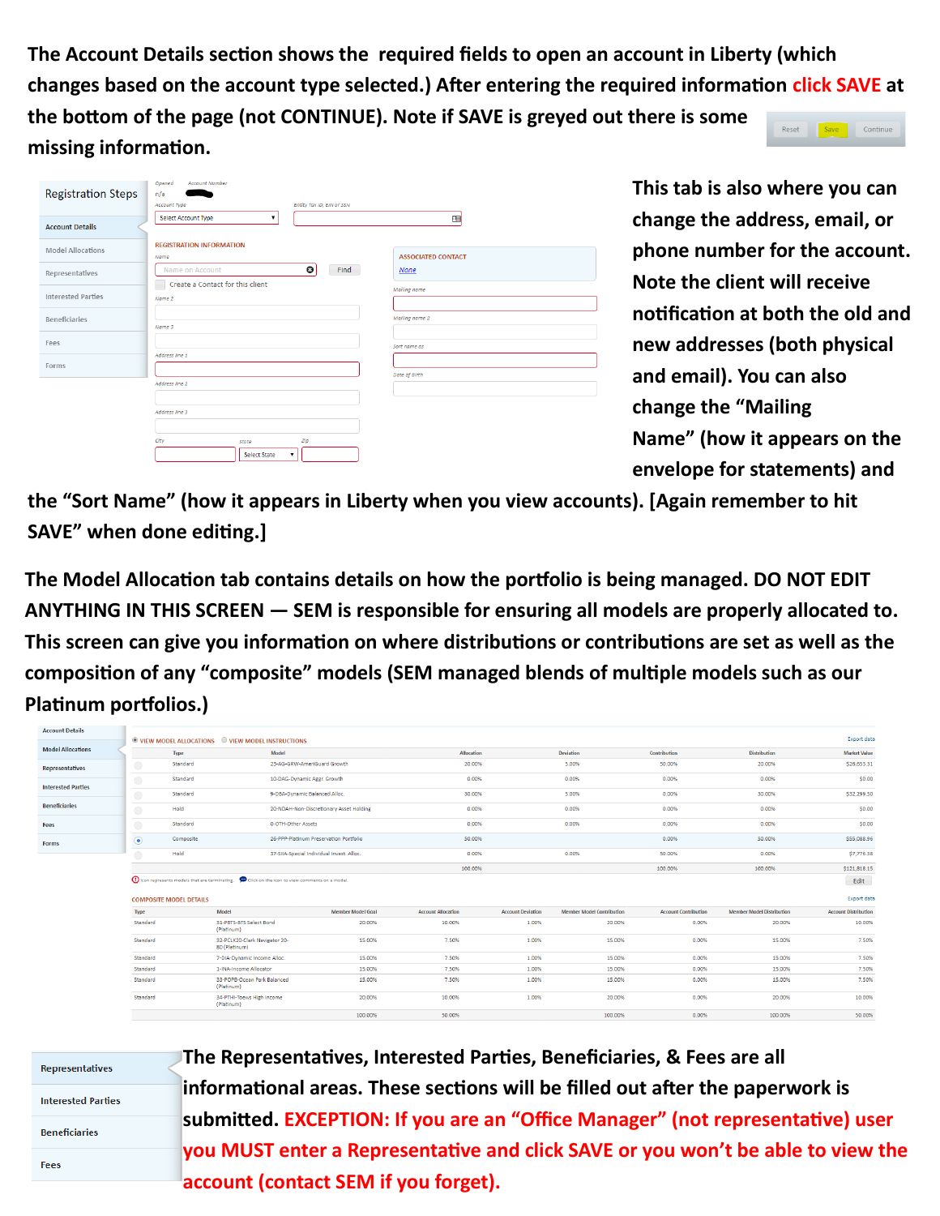The Account Details section shows the required fields to open an account in Liberty (which changes based on the account type selected.) After entering the required information **click SAVE** at the bottom of the page (not CONTINUE). Note if SAVE is greyed out there is some missing information.

This tab is also where you can change the address, email, or phone number for the account. Note the client will receive notification at both the old and new addresses (both physical and email). You can also change the "Mailing Name" (how it appears on the envelope for statements) and the "Sort Name" (how it appears in Liberty when you view accounts). [Again remember to hit SAVE" when done editing.]

The Model Allocation tab contains details on how the portfolio is being managed. DO NOT EDIT ANYTHING IN THIS SCREEN — SEM is responsible for ensuring all models are properly allocated to. This screen can give you information on where distributions or contributions are set as well as the composition of any "composite" models (SEM managed blends of multiple models such as our Platinum portfolios.)

The Representatives, Interested Parties, Beneficiaries, & Fees are all informational areas. These sections will be filled out after the paperwork is submitted. **EXCEPTION: If you are an "Office Manager" (not representative) user you MUST enter a Representative and click SAVE or you won't be able to view the account (contact SEM if you forget).**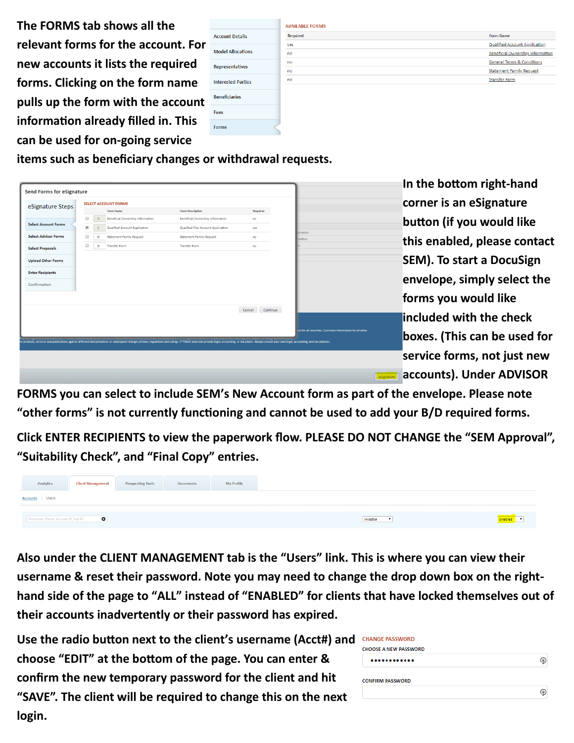The FORMS tab shows all the relevant forms for the account. For new accounts it lists the required forms. Clicking on the form name pulls up the form with the account information already filled in. This can be used for on-going service items such as beneficiary changes or withdrawal requests.

In the bottom right-hand corner is an eSignature button (if you would like this enabled, please contact SEM). To start a DocuSign envelope, simply select the forms you would like included with the check boxes. (This can be used for service forms, not just new accounts). Under ADVISOR FORMS you can select to include SEM's New Account form as part of the envelope. Please note "other forms" is not currently functioning and cannot be used to add your B/D required forms.

Click ENTER RECIPIENTS to view the paperwork flow. PLEASE DO NOT CHANGE the "SEM Approval", "Suitability Check", and "Final Copy" entries.

Also under the CLIENT MANAGEMENT tab is the "Users" link. This is where you can view their username & reset their password. Note you may need to change the drop down box on the right-hand side of the page to "ALL" instead of "ENABLED" for clients that have locked themselves out of their accounts inadvertently or their password has expired.

Use the radio button next to the client's username (Acct#) and choose "EDIT" at the bottom of the page. You can enter & confirm the new temporary password for the client and hit "SAVE". The client will be required to change this on the next login.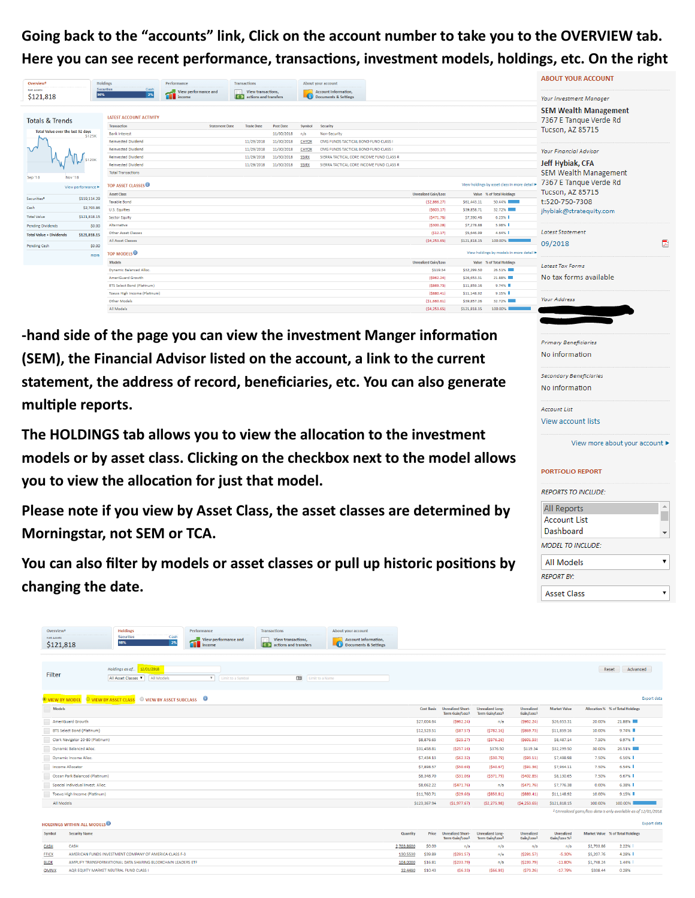**Going back to the "accounts" link, Click on the account number to take you to the OVERVIEW tab. Here you can see recent performance, transactions, investment models, holdings, etc. On the right-hand side of the page you can view the investment Manger information (SEM), the Financial Advisor listed on the account, a link to the current statement, the address of record, beneficiaries, etc. You can also generate multiple reports.**

Overview | Holdings | Performance | Transactions | About your account

Net assets: $121,818

Securities 98% | Cash 2%

**Totals & Trends**

Total Value over the last 92 days

| | |
|---|---|
| Securities* | $119,114.29 |
| Cash | $2,703.86 |
| Total Value | $121,818.15 |
| Pending Dividends | $0.00 |
| Total Value + Dividends | $121,818.15 |
| Pending Cash | $0.00 |

**LATEST ACCOUNT ACTIVITY**

| Transaction | Statement Date | Trade Date | Post Date | Symbol | Security |
|---|---|---|---|---|---|
| Bank Interest | | | 11/30/2018 | n/a | Non-Security |
| Reinvested Dividend | | 11/29/2018 | 11/30/2018 | CHYOX | CMG FUNDS TACTICAL BOND FUND CLASS I |
| Reinvested Dividend | | 11/29/2018 | 11/30/2018 | CHYOX | CMG FUNDS TACTICAL BOND FUND CLASS I |
| Reinvested Dividend | | 11/29/2018 | 11/30/2018 | SSIRX | SIERRA TACTICAL CORE INCOME FUND CLASS R |
| Reinvested Dividend | | 11/29/2018 | 11/30/2018 | SSIRX | SIERRA TACTICAL CORE INCOME FUND CLASS R |
| Total Transactions | | | | | |

**TOP ASSET CLASSES**

| Asset Class | Unrealized Gain/Loss | Value | % of Total Holdings |
|---|---|---|---|
| Taxable Bond | ($2,866.17) | $61,443.11 | 50.44% |
| U.S. Equities | ($603.17) | $39,858.71 | 32.72% |
| Sector Equity | ($471.76) | $7,590.46 | 6.23% |
| Alternative | ($300.28) | $7,278.88 | 5.98% |
| Other Asset Classes | ($12.17) | $5,646.99 | 4.64% |
| All Asset Classes | ($4,253.65) | $121,818.15 | 100.00% |

**TOP MODELS**

| Models | Unrealized Gain/Loss | Value | % of Total Holdings |
|---|---|---|---|
| Dynamic Balanced Alloc. | $119.34 | $32,299.50 | 26.51% |
| AmeriGuard Growth | ($962.24) | $26,653.31 | 21.88% |
| BTS Select Bond (Platinum) | ($869.73) | $11,859.16 | 9.74% |
| Toews High Income (Platinum) | ($880.41) | $11,148.92 | 9.15% |
| Other Models | ($1,660.61) | $39,857.26 | 32.72% |
| All Models | ($4,253.65) | $121,818.15 | 100.00% |

**ABOUT YOUR ACCOUNT**

*Your Investment Manager*
SEM Wealth Management
7367 E Tanque Verde Rd
Tucson, AZ 85715

*Your Financial Advisor*
Jeff Hybiak, CFA
SEM Wealth Management
7367 E Tanque Verde Rd
Tucson, AZ 85715
t:520-750-7308
jhybiak@strategequity.com

*Latest Statement*
09/2018

*Latest Tax Forms*
No tax forms available

*Your Address*

*Primary Beneficiaries*
No information

*Secondary Beneficiaries*
No information

*Account List*
View account lists

View more about your account ▸

**PORTFOLIO REPORT**

REPORTS TO INCLUDE: All Reports / Account List / Dashboard

MODEL TO INCLUDE: All Models

REPORT BY: Asset Class

**The HOLDINGS tab allows you to view the allocation to the investment models or by asset class. Clicking on the checkbox next to the model allows you to view the allocation for just that model.**

**Please note if you view by Asset Class, the asset classes are determined by Morningstar, not SEM or TCA.**

**You can also filter by models or asset classes or pull up historic positions by changing the date.**

Filter — Holdings as of: 12/01/2018 — All Asset Classes | All Models

VIEW BY MODEL | VIEW BY ASSET CLASS | VIEW BY ASSET SUBCLASS

| Models | Cost Basis | Unrealized Short-Term Gain/Loss | Unrealized Long-Term Gain/Loss | Unrealized Gain/Loss | Market Value | Allocation % | % of Total Holdings |
|---|---|---|---|---|---|---|---|
| AmeriGuard Growth | $27,604.64 | ($962.24) | n/a | ($962.24) | $26,653.31 | 20.00% | 21.88% |
| BTS Select Bond (Platinum) | $12,523.51 | ($87.57) | ($782.16) | ($869.73) | $11,859.16 | 10.00% | 9.74% |
| Clark Navigator 20-80 (Platinum) | $8,876.65 | ($25.27) | ($576.26) | ($601.53) | $8,487.14 | 7.50% | 6.97% |
| Dynamic Balanced Alloc. | $31,458.81 | ($257.16) | $376.50 | $119.34 | $32,299.50 | 30.00% | 26.51% |
| Dynamic Income Alloc. | $7,434.13 | ($62.32) | ($30.79) | ($93.11) | $7,498.98 | 7.50% | 6.16% |
| Income Allocator | $7,898.57 | ($50.69) | ($40.67) | ($91.36) | $7,964.11 | 7.50% | 6.54% |
| Ocean Park Balanced (Platinum) | $8,348.70 | ($31.06) | ($371.79) | ($402.85) | $8,130.65 | 7.50% | 6.67% |
| Special Individual Invest. Alloc. | $8,062.22 | ($471.76) | n/a | ($471.76) | $7,776.38 | 0.00% | 6.38% |
| Toews High Income (Platinum) | $11,760.71 | ($29.60) | ($850.81) | ($880.41) | $11,148.92 | 10.00% | 9.15% |
| All Models | $123,967.94 | ($1,977.67) | ($2,275.98) | ($4,253.65) | $121,818.15 | 100.00% | 100.00% |

*Unrealized gains/loss data is only available as of 12/01/2018

**HOLDINGS WITHIN ALL MODELS**

| Symbol | Security Name | Quantity | Price | Unrealized Short-Term Gain/Loss | Unrealized Long-Term Gain/Loss | Unrealized Gain/Loss | Unrealized Gain/Loss % | Market Value | % of Total Holdings |
|---|---|---|---|---|---|---|---|---|---|
| CASH | CASH | 2,703.8600 | $0.00 | n/a | n/a | n/a | n/a | $2,703.86 | 2.22% |
| FFICX | AMERICAN FUNDS INVESTMENT COMPANY OF AMERICA CLASS F-3 | 130.5530 | $39.89 | ($291.57) | n/a | ($291.57) | -5.30% | $5,207.76 | 4.28% |
| BLOK | AMPLIFY TRANSFORMATIONAL DATA SHARING BLOCKCHAIN LEADERS ETF | 104.0000 | $16.81 | ($233.79) | n/a | ($233.79) | -11.80% | $1,748.24 | 1.44% |
| QMNIX | AQR EQUITY MARKET NEUTRAL FUND CLASS I | 32.4490 | $10.43 | ($6.33) | ($66.93) | ($73.26) | -17.79% | $338.44 | 0.28% |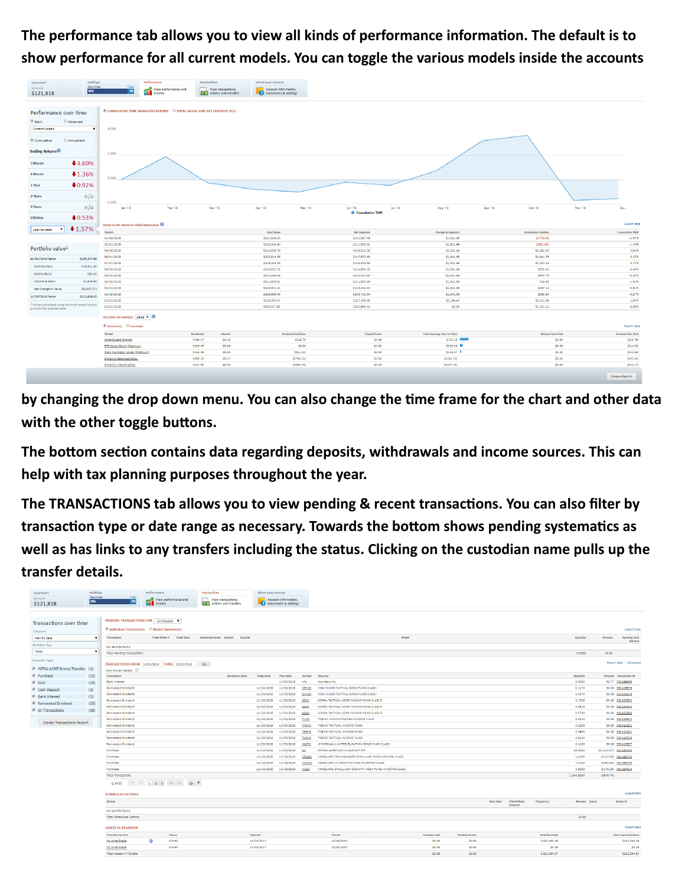**The performance tab allows you to view all kinds of performance information. The default is to show performance for all current models. You can toggle the various models inside the accounts**

**by changing the drop down menu. You can also change the time frame for the chart and other data with the other toggle buttons.**

**The bottom section contains data regarding deposits, withdrawals and income sources. This can help with tax planning purposes throughout the year.**

**The TRANSACTIONS tab allows you to view pending & recent transactions. You can also filter by transaction type or date range as necessary. Towards the bottom shows pending systematics as well as has links to any transfers including the status. Clicking on the custodian name pulls up the transfer details.**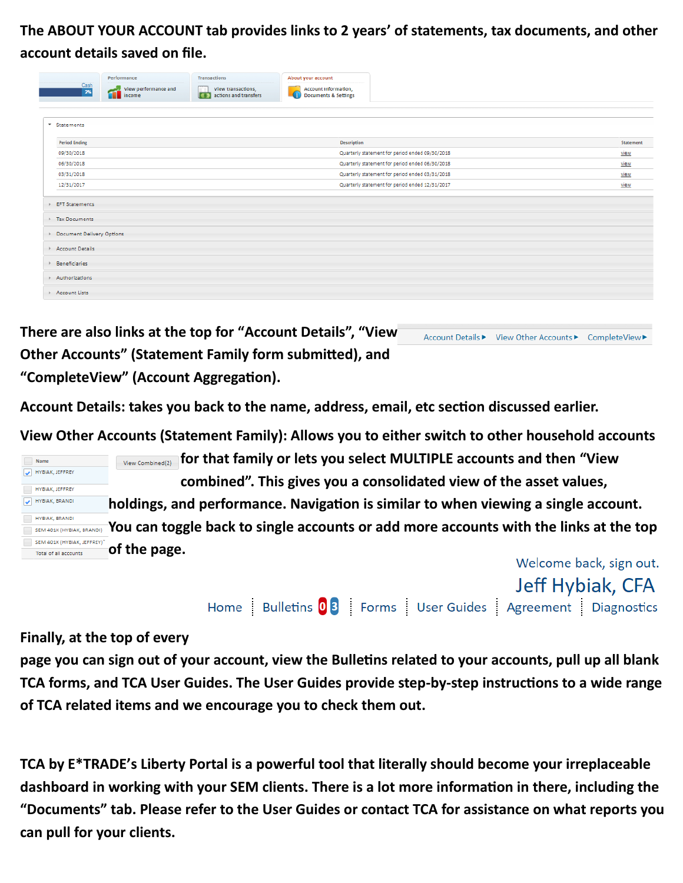**The ABOUT YOUR ACCOUNT tab provides links to 2 years' of statements, tax documents, and other account details saved on file.**

Cash 2%

Performance
View performance and income

Transactions
View transactions, actions and transfers

About your account
Account information, Documents & Settings

Statements

| Period Ending | Description | Statement |
|---|---|---|
| 09/30/2018 | Quarterly statement for period ended 09/30/2018 | view |
| 06/30/2018 | Quarterly statement for period ended 06/30/2018 | view |
| 03/31/2018 | Quarterly statement for period ended 03/31/2018 | view |
| 12/31/2017 | Quarterly statement for period ended 12/31/2017 | view |

EFT Statements

Tax Documents

Document Delivery Options

Account Details

Beneficiaries

Authorizations

Account Lists

**There are also links at the top for "Account Details", "View Other Accounts" (Statement Family form submitted), and "CompleteView" (Account Aggregation).**

Account Details ▸ View Other Accounts ▸ CompleteView ▸

**Account Details: takes you back to the name, address, email, etc section discussed earlier.**

**View Other Accounts (Statement Family): Allows you to either switch to other household accounts for that family or lets you select MULTIPLE accounts and then "View combined". This gives you a consolidated view of the asset values, holdings, and performance. Navigation is similar to when viewing a single account. You can toggle back to single accounts or add more accounts with the links at the top of the page.**

View Combined(2)

| | Name |
|---|---|
| ☑ | HYBIAK, JEFFREY |
| ☐ | HYBIAK, JEFFREY |
| ☑ | HYBIAK, BRANDI |
| ☐ | HYBIAK, BRANDI |
| ☐ | SEM 401K (HYBIAK, BRANDI) |
| ☐ | SEM 401K (HYBIAK, JEFFREY) |
| | Total of all accounts |

Welcome back, sign out.

Jeff Hybiak, CFA

Home | Bulletins 0 3 | Forms | User Guides | Agreement | Diagnostics

**Finally, at the top of every page you can sign out of your account, view the Bulletins related to your accounts, pull up all blank TCA forms, and TCA User Guides. The User Guides provide step-by-step instructions to a wide range of TCA related items and we encourage you to check them out.**

**TCA by E*TRADE's Liberty Portal is a powerful tool that literally should become your irreplaceable dashboard in working with your SEM clients. There is a lot more information in there, including the "Documents" tab. Please refer to the User Guides or contact TCA for assistance on what reports you can pull for your clients.**